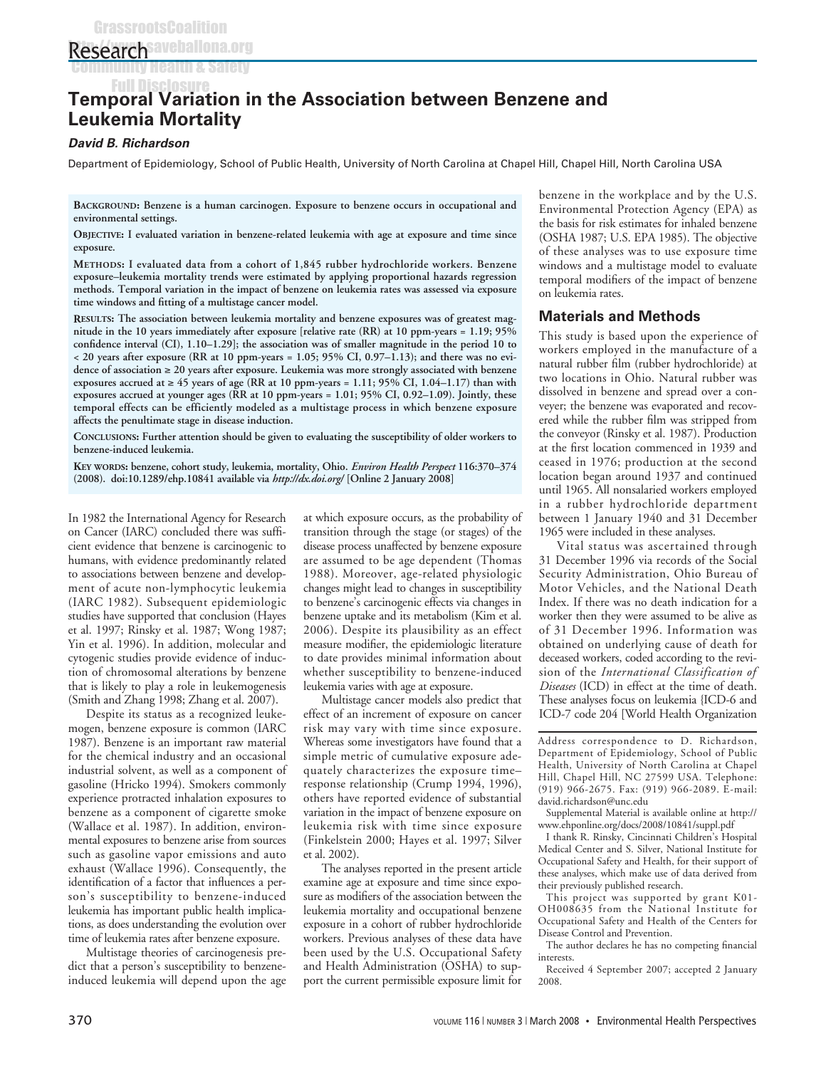# Temporal Variation in the Association between Benzene and Leukemia Mortality

***David B. Richardson***

Department of Epidemiology, School of Public Health, University of North Carolina at Chapel Hill, Chapel Hill, North Carolina USA

**BACKGROUND: Benzene is a human carcinogen. Exposure to benzene occurs in occupational and environmental settings.**

**OBJECTIVE: I evaluated variation in benzene-related leukemia with age at exposure and time since exposure.**

**METHODS: I evaluated data from a cohort of 1,845 rubber hydrochloride workers. Benzene exposure–leukemia mortality trends were estimated by applying proportional hazards regression methods. Temporal variation in the impact of benzene on leukemia rates was assessed via exposure time windows and fitting of a multistage cancer model.**

**RESULTS: The association between leukemia mortality and benzene exposures was of greatest magnitude in the 10 years immediately after exposure [relative rate (RR) at 10 ppm-years = 1.19; 95% confidence interval (CI), 1.10–1.29]; the association was of smaller magnitude in the period 10 to < 20 years after exposure (RR at 10 ppm-years = 1.05; 95% CI, 0.97–1.13); and there was no evidence of association ≥ 20 years after exposure. Leukemia was more strongly associated with benzene exposures accrued at ≥ 45 years of age (RR at 10 ppm-years = 1.11; 95% CI, 1.04–1.17) than with exposures accrued at younger ages (RR at 10 ppm-years = 1.01; 95% CI, 0.92–1.09). Jointly, these temporal effects can be efficiently modeled as a multistage process in which benzene exposure affects the penultimate stage in disease induction.**

**CONCLUSIONS: Further attention should be given to evaluating the susceptibility of older workers to benzene-induced leukemia.**

**KEY WORDS: benzene, cohort study, leukemia, mortality, Ohio.** ***Environ Health Perspect*** **116:370–374 (2008). doi:10.1289/ehp.10841 available via** ***http://dx.doi.org/*** **[Online 2 January 2008]**

In 1982 the International Agency for Research on Cancer (IARC) concluded there was sufficient evidence that benzene is carcinogenic to humans, with evidence predominantly related to associations between benzene and development of acute non-lymphocytic leukemia (IARC 1982). Subsequent epidemiologic studies have supported that conclusion (Hayes et al. 1997; Rinsky et al. 1987; Wong 1987; Yin et al. 1996). In addition, molecular and cytogenic studies provide evidence of induction of chromosomal alterations by benzene that is likely to play a role in leukemogenesis (Smith and Zhang 1998; Zhang et al. 2007).

Despite its status as a recognized leukemogen, benzene exposure is common (IARC 1987). Benzene is an important raw material for the chemical industry and an occasional industrial solvent, as well as a component of gasoline (Hricko 1994). Smokers commonly experience protracted inhalation exposures to benzene as a component of cigarette smoke (Wallace et al. 1987). In addition, environmental exposures to benzene arise from sources such as gasoline vapor emissions and auto exhaust (Wallace 1996). Consequently, the identification of a factor that influences a person's susceptibility to benzene-induced leukemia has important public health implications, as does understanding the evolution over time of leukemia rates after benzene exposure.

Multistage theories of carcinogenesis predict that a person's susceptibility to benzene-induced leukemia will depend upon the age at which exposure occurs, as the probability of transition through the stage (or stages) of the disease process unaffected by benzene exposure are assumed to be age dependent (Thomas 1988). Moreover, age-related physiologic changes might lead to changes in susceptibility to benzene's carcinogenic effects via changes in benzene uptake and its metabolism (Kim et al. 2006). Despite its plausibility as an effect measure modifier, the epidemiologic literature to date provides minimal information about whether susceptibility to benzene-induced leukemia varies with age at exposure.

Multistage cancer models also predict that effect of an increment of exposure on cancer risk may vary with time since exposure. Whereas some investigators have found that a simple metric of cumulative exposure adequately characterizes the exposure time–response relationship (Crump 1994, 1996), others have reported evidence of substantial variation in the impact of benzene exposure on leukemia risk with time since exposure (Finkelstein 2000; Hayes et al. 1997; Silver et al. 2002).

The analyses reported in the present article examine age at exposure and time since exposure as modifiers of the association between the leukemia mortality and occupational benzene exposure in a cohort of rubber hydrochloride workers. Previous analyses of these data have been used by the U.S. Occupational Safety and Health Administration (OSHA) to support the current permissible exposure limit for benzene in the workplace and by the U.S. Environmental Protection Agency (EPA) as the basis for risk estimates for inhaled benzene (OSHA 1987; U.S. EPA 1985). The objective of these analyses was to use exposure time windows and a multistage model to evaluate temporal modifiers of the impact of benzene on leukemia rates.

## Materials and Methods

This study is based upon the experience of workers employed in the manufacture of a natural rubber film (rubber hydrochloride) at two locations in Ohio. Natural rubber was dissolved in benzene and spread over a conveyer; the benzene was evaporated and recovered while the rubber film was stripped from the conveyor (Rinsky et al. 1987). Production at the first location commenced in 1939 and ceased in 1976; production at the second location began around 1937 and continued until 1965. All nonsalaried workers employed in a rubber hydrochloride department between 1 January 1940 and 31 December 1965 were included in these analyses.

Vital status was ascertained through 31 December 1996 via records of the Social Security Administration, Ohio Bureau of Motor Vehicles, and the National Death Index. If there was no death indication for a worker then they were assumed to be alive as of 31 December 1996. Information was obtained on underlying cause of death for deceased workers, coded according to the revision of the *International Classification of Diseases* (ICD) in effect at the time of death. These analyses focus on leukemia {ICD-6 and ICD-7 code 204 [World Health Organization

---

Address correspondence to D. Richardson, Department of Epidemiology, School of Public Health, University of North Carolina at Chapel Hill, Chapel Hill, NC 27599 USA. Telephone: (919) 966-2675. Fax: (919) 966-2089. E-mail: david.richardson@unc.edu

Supplemental Material is available online at http://www.ehponline.org/docs/2008/10841/suppl.pdf

I thank R. Rinsky, Cincinnati Children's Hospital Medical Center and S. Silver, National Institute for Occupational Safety and Health, for their support of these analyses, which make use of data derived from their previously published research.

This project was supported by grant K01-OH008635 from the National Institute for Occupational Safety and Health of the Centers for Disease Control and Prevention.

The author declares he has no competing financial interests.

Received 4 September 2007; accepted 2 January 2008.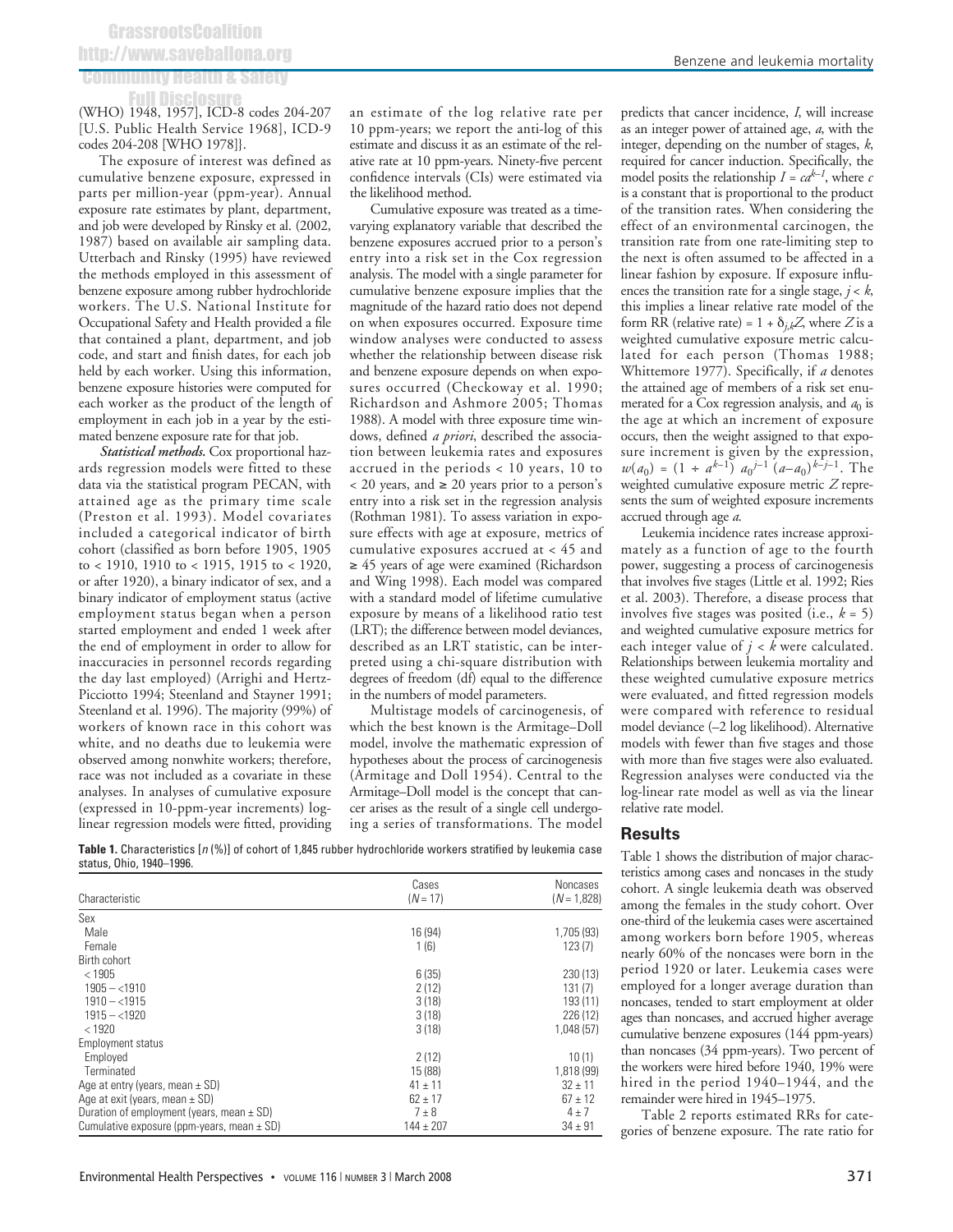(WHO) 1948, 1957], ICD-8 codes 204-207 [U.S. Public Health Service 1968], ICD-9 codes 204-208 [WHO 1978]}.

The exposure of interest was defined as cumulative benzene exposure, expressed in parts per million-year (ppm-year). Annual exposure rate estimates by plant, department, and job were developed by Rinsky et al. (2002, 1987) based on available air sampling data. Utterbach and Rinsky (1995) have reviewed the methods employed in this assessment of benzene exposure among rubber hydrochloride workers. The U.S. National Institute for Occupational Safety and Health provided a file that contained a plant, department, and job code, and start and finish dates, for each job held by each worker. Using this information, benzene exposure histories were computed for each worker as the product of the length of employment in each job in a year by the estimated benzene exposure rate for that job.

***Statistical methods.*** Cox proportional hazards regression models were fitted to these data via the statistical program PECAN, with attained age as the primary time scale (Preston et al. 1993). Model covariates included a categorical indicator of birth cohort (classified as born before 1905, 1905 to < 1910, 1910 to < 1915, 1915 to < 1920, or after 1920), a binary indicator of sex, and a binary indicator of employment status (active employment status began when a person started employment and ended 1 week after the end of employment in order to allow for inaccuracies in personnel records regarding the day last employed) (Arrighi and Hertz-Picciotto 1994; Steenland and Stayner 1991; Steenland et al. 1996). The majority (99%) of workers of known race in this cohort was white, and no deaths due to leukemia were observed among nonwhite workers; therefore, race was not included as a covariate in these analyses. In analyses of cumulative exposure (expressed in 10-ppm-year increments) log-linear regression models were fitted, providing an estimate of the log relative rate per 10 ppm-years; we report the anti-log of this estimate and discuss it as an estimate of the relative rate at 10 ppm-years. Ninety-five percent confidence intervals (CIs) were estimated via the likelihood method.

Cumulative exposure was treated as a time-varying explanatory variable that described the benzene exposures accrued prior to a person's entry into a risk set in the Cox regression analysis. The model with a single parameter for cumulative benzene exposure implies that the magnitude of the hazard ratio does not depend on when exposures occurred. Exposure time window analyses were conducted to assess whether the relationship between disease risk and benzene exposure depends on when exposures occurred (Checkoway et al. 1990; Richardson and Ashmore 2005; Thomas 1988). A model with three exposure time windows, defined *a priori*, described the association between leukemia rates and exposures accrued in the periods < 10 years, 10 to < 20 years, and ≥ 20 years prior to a person's entry into a risk set in the regression analysis (Rothman 1981). To assess variation in exposure effects with age at exposure, metrics of cumulative exposures accrued at < 45 and ≥ 45 years of age were examined (Richardson and Wing 1998). Each model was compared with a standard model of lifetime cumulative exposure by means of a likelihood ratio test (LRT); the difference between model deviances, described as an LRT statistic, can be interpreted using a chi-square distribution with degrees of freedom (df) equal to the difference in the numbers of model parameters.

Multistage models of carcinogenesis, of which the best known is the Armitage–Doll model, involve the mathematic expression of hypotheses about the process of carcinogenesis (Armitage and Doll 1954). Central to the Armitage–Doll model is the concept that cancer arises as the result of a single cell undergoing a series of transformations. The model predicts that cancer incidence, $I$, will increase as an integer power of attained age, $a$, with the integer, depending on the number of stages, $k$, required for cancer induction. Specifically, the model posits the relationship $I = ca^{k-1}$, where $c$ is a constant that is proportional to the product of the transition rates. When considering the effect of an environmental carcinogen, the transition rate from one rate-limiting step to the next is often assumed to be affected in a linear fashion by exposure. If exposure influences the transition rate for a single stage, $j < k$, this implies a linear relative rate model of the form RR (relative rate) = $1 + \delta_{j,k}Z$, where $Z$ is a weighted cumulative exposure metric calculated for each person (Thomas 1988; Whittemore 1977). Specifically, if $a$ denotes the attained age of members of a risk set enumerated for a Cox regression analysis, and $a_0$ is the age at which an increment of exposure occurs, then the weight assigned to that exposure increment is given by the expression, $w(a_0) = (1 \div a^{k-1})\ a_0^{j-1}\ (a-a_0)^{k-j-1}$. The weighted cumulative exposure metric $Z$ represents the sum of weighted exposure increments accrued through age $a$.

Leukemia incidence rates increase approximately as a function of age to the fourth power, suggesting a process of carcinogenesis that involves five stages (Little et al. 1992; Ries et al. 2003). Therefore, a disease process that involves five stages was posited (i.e., $k = 5$) and weighted cumulative exposure metrics for each integer value of $j < k$ were calculated. Relationships between leukemia mortality and these weighted cumulative exposure metrics were evaluated, and fitted regression models were compared with reference to residual model deviance (–2 log likelihood). Alternative models with fewer than five stages and those with more than five stages were also evaluated. Regression analyses were conducted via the log-linear rate model as well as via the linear relative rate model.

## Results

Table 1 shows the distribution of major characteristics among cases and noncases in the study cohort. A single leukemia death was observed among the females in the study cohort. Over one-third of the leukemia cases were ascertained among workers born before 1905, whereas nearly 60% of the noncases were born in the period 1920 or later. Leukemia cases were employed for a longer average duration than noncases, tended to start employment at older ages than noncases, and accrued higher average cumulative benzene exposures (144 ppm-years) than noncases (34 ppm-years). Two percent of the workers were hired before 1940, 19% were hired in the period 1940–1944, and the remainder were hired in 1945–1975.

Table 2 reports estimated RRs for categories of benzene exposure. The rate ratio for

**Table 1.** Characteristics [*n* (%)] of cohort of 1,845 rubber hydrochloride workers stratified by leukemia case status, Ohio, 1940–1996.

| Characteristic | Cases ($N$ = 17) | Noncases ($N$ = 1,828) |
|---|---|---|
| Sex | | |
| Male | 16 (94) | 1,705 (93) |
| Female | 1 (6) | 123 (7) |
| Birth cohort | | |
| < 1905 | 6 (35) | 230 (13) |
| 1905 – <1910 | 2 (12) | 131 (7) |
| 1910 – <1915 | 3 (18) | 193 (11) |
| 1915 – <1920 | 3 (18) | 226 (12) |
| < 1920 | 3 (18) | 1,048 (57) |
| Employment status | | |
| Employed | 2 (12) | 10 (1) |
| Terminated | 15 (88) | 1,818 (99) |
| Age at entry (years, mean ± SD) | 41 ± 11 | 32 ± 11 |
| Age at exit (years, mean ± SD) | 62 ± 17 | 67 ± 12 |
| Duration of employment (years, mean ± SD) | 7 ± 8 | 4 ± 7 |
| Cumulative exposure (ppm-years, mean ± SD) | 144 ± 207 | 34 ± 91 |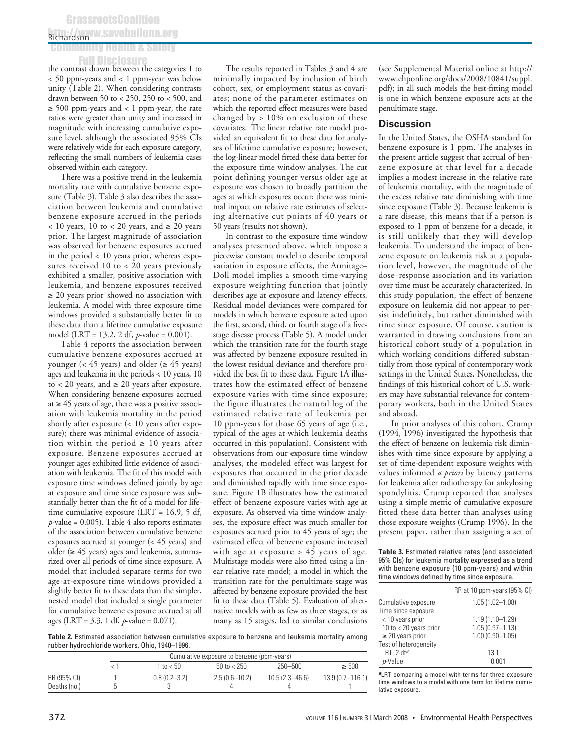the contrast drawn between the categories 1 to < 50 ppm-years and < 1 ppm-year was below unity (Table 2). When considering contrasts drawn between 50 to < 250, 250 to < 500, and ≥ 500 ppm-years and < 1 ppm-year, the rate ratios were greater than unity and increased in magnitude with increasing cumulative exposure level, although the associated 95% CIs were relatively wide for each exposure category, reflecting the small numbers of leukemia cases observed within each category.

There was a positive trend in the leukemia mortality rate with cumulative benzene exposure (Table 3). Table 3 also describes the association between leukemia and cumulative benzene exposure accrued in the periods < 10 years, 10 to < 20 years, and ≥ 20 years prior. The largest magnitude of association was observed for benzene exposures accrued in the period < 10 years prior, whereas exposures received 10 to < 20 years previously exhibited a smaller, positive association with leukemia, and benzene exposures received ≥ 20 years prior showed no association with leukemia. A model with three exposure time windows provided a substantially better fit to these data than a lifetime cumulative exposure model (LRT = 13.2, 2 df, *p*-value = 0.001).

Table 4 reports the association between cumulative benzene exposures accrued at younger (< 45 years) and older (≥ 45 years) ages and leukemia in the periods < 10 years, 10 to < 20 years, and ≥ 20 years after exposure. When considering benzene exposures accrued at ≥ 45 years of age, there was a positive association with leukemia mortality in the period shortly after exposure (< 10 years after exposure); there was minimal evidence of association within the period ≥ 10 years after exposure. Benzene exposures accrued at younger ages exhibited little evidence of association with leukemia. The fit of this model with exposure time windows defined jointly by age at exposure and time since exposure was substantially better than the fit of a model for lifetime cumulative exposure (LRT = 16.9, 5 df, *p*-value = 0.005). Table 4 also reports estimates of the association between cumulative benzene exposures accrued at younger (< 45 years) and older (≥ 45 years) ages and leukemia, summarized over all periods of time since exposure. A model that included separate terms for two age-at-exposure time windows provided a slightly better fit to these data than the simpler, nested model that included a single parameter for cumulative benzene exposure accrued at all ages (LRT = 3.3, 1 df, *p*-value = 0.071).

The results reported in Tables 3 and 4 are minimally impacted by inclusion of birth cohort, sex, or employment status as covariates; none of the parameter estimates on which the reported effect measures were based changed by > 10% on exclusion of these covariates. The linear relative rate model provided an equivalent fit to these data for analyses of lifetime cumulative exposure; however, the log-linear model fitted these data better for the exposure time window analyses. The cut point defining younger versus older age at exposure was chosen to broadly partition the ages at which exposures occur; there was minimal impact on relative rate estimates of selecting alternative cut points of 40 years or 50 years (results not shown).

In contrast to the exposure time window analyses presented above, which impose a piecewise constant model to describe temporal variation in exposure effects, the Armitage–Doll model implies a smooth time-varying exposure weighting function that jointly describes age at exposure and latency effects. Residual model deviances were compared for models in which benzene exposure acted upon the first, second, third, or fourth stage of a five-stage disease process (Table 5). A model under which the transition rate for the fourth stage was affected by benzene exposure resulted in the lowest residual deviance and therefore provided the best fit to these data. Figure 1A illustrates how the estimated effect of benzene exposure varies with time since exposure; the figure illustrates the natural log of the estimated relative rate of leukemia per 10 ppm-years for those 65 years of age (i.e., typical of the ages at which leukemia deaths occurred in this population). Consistent with observations from our exposure time window analyses, the modeled effect was largest for exposures that occurred in the prior decade and diminished rapidly with time since exposure. Figure 1B illustrates how the estimated effect of benzene exposure varies with age at exposure. As observed via time window analyses, the exposure effect was much smaller for exposures accrued prior to 45 years of age; the estimated effect of benzene exposure increased with age at exposure > 45 years of age. Multistage models were also fitted using a linear relative rate model; a model in which the transition rate for the penultimate stage was affected by benzene exposure provided the best fit to these data (Table 5). Evaluation of alternative models with as few as three stages, or as many as 15 stages, led to similar conclusions (see Supplemental Material online at http://www.ehponline.org/docs/2008/10841/suppl.pdf); in all such models the best-fitting model is one in which benzene exposure acts at the penultimate stage.

## Discussion

In the United States, the OSHA standard for benzene exposure is 1 ppm. The analyses in the present article suggest that accrual of benzene exposure at that level for a decade implies a modest increase in the relative rate of leukemia mortality, with the magnitude of the excess relative rate diminishing with time since exposure (Table 3). Because leukemia is a rare disease, this means that if a person is exposed to 1 ppm of benzene for a decade, it is still unlikely that they will develop leukemia. To understand the impact of benzene exposure on leukemia risk at a population level, however, the magnitude of the dose–response association and its variation over time must be accurately characterized. In this study population, the effect of benzene exposure on leukemia did not appear to persist indefinitely, but rather diminished with time since exposure. Of course, caution is warranted in drawing conclusions from an historical cohort study of a population in which working conditions differed substantially from those typical of contemporary work settings in the United States. Nonetheless, the findings of this historical cohort of U.S. workers may have substantial relevance for contemporary workers, both in the United States and abroad.

In prior analyses of this cohort, Crump (1994, 1996) investigated the hypothesis that the effect of benzene on leukemia risk diminishes with time since exposure by applying a set of time-dependent exposure weights with values informed *a priori* by latency patterns for leukemia after radiotherapy for ankylosing spondylitis. Crump reported that analyses using a simple metric of cumulative exposure fitted these data better than analyses using those exposure weights (Crump 1996). In the present paper, rather than assigning a set of

**Table 2.** Estimated association between cumulative exposure to benzene and leukemia mortality among rubber hydrochloride workers, Ohio, 1940–1996.

| | Cumulative exposure to benzene (ppm-years) | | | | |
|---|---|---|---|---|---|
| | < 1 | 1 to < 50 | 50 to < 250 | 250–500 | ≥ 500 |
| RR (95% CI) | 1 | 0.8 (0.2–3.2) | 2.5 (0.6–10.2) | 10.5 (2.3–46.6) | 13.9 (0.7–116.1) |
| Deaths (no.) | 5 | 3 | 4 | 4 | 1 |

**Table 3.** Estimated relative rates (and associated 95% CIs) for leukemia mortality expressed as a trend with benzene exposure (10 ppm-years) and within time windows defined by time since exposure.

| | RR at 10 ppm-years (95% CI) |
|---|---|
| Cumulative exposure | 1.05 (1.02–1.08) |
| Time since exposure | |
| < 10 years prior | 1.19 (1.10–1.29) |
| 10 to < 20 years prior | 1.05 (0.97–1.13) |
| ≥ 20 years prior | 1.00 (0.90–1.05) |
| Test of heterogeneity | |
| LRT, 2 df[a] | 13.1 |
| *p*-Value | 0.001 |

[a]LRT comparing a model with terms for three exposure time windows to a model with one term for lifetime cumulative exposure.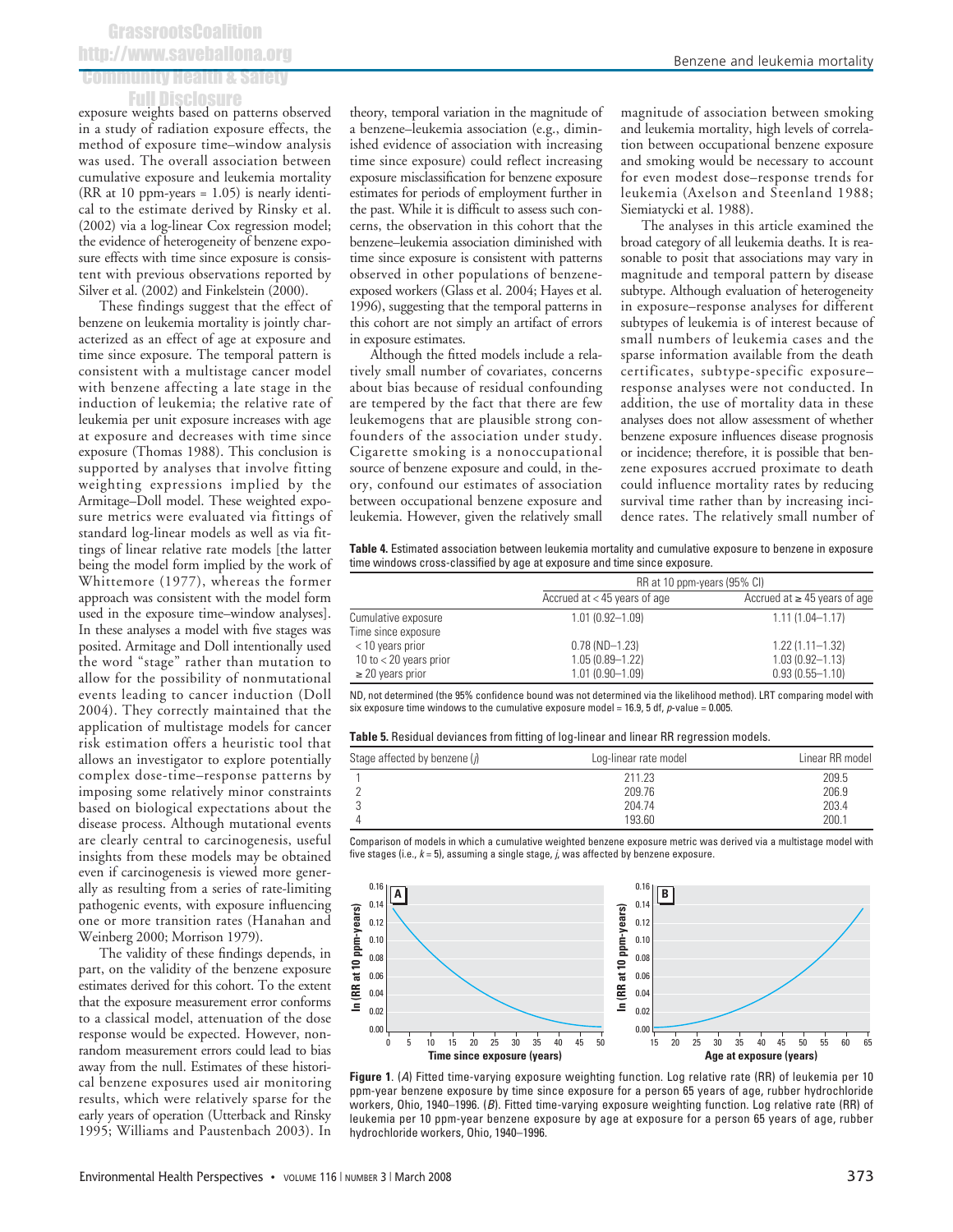exposure weights based on patterns observed in a study of radiation exposure effects, the method of exposure time–window analysis was used. The overall association between cumulative exposure and leukemia mortality (RR at 10 ppm-years = 1.05) is nearly identical to the estimate derived by Rinsky et al. (2002) via a log-linear Cox regression model; the evidence of heterogeneity of benzene exposure effects with time since exposure is consistent with previous observations reported by Silver et al. (2002) and Finkelstein (2000).

These findings suggest that the effect of benzene on leukemia mortality is jointly characterized as an effect of age at exposure and time since exposure. The temporal pattern is consistent with a multistage cancer model with benzene affecting a late stage in the induction of leukemia; the relative rate of leukemia per unit exposure increases with age at exposure and decreases with time since exposure (Thomas 1988). This conclusion is supported by analyses that involve fitting weighting expressions implied by the Armitage–Doll model. These weighted exposure metrics were evaluated via fittings of standard log-linear models as well as via fittings of linear relative rate models [the latter being the model form implied by the work of Whittemore (1977), whereas the former approach was consistent with the model form used in the exposure time–window analyses]. In these analyses a model with five stages was posited. Armitage and Doll intentionally used the word "stage" rather than mutation to allow for the possibility of nonmutational events leading to cancer induction (Doll 2004). They correctly maintained that the application of multistage models for cancer risk estimation offers a heuristic tool that allows an investigator to explore potentially complex dose–time–response patterns by imposing some relatively minor constraints based on biological expectations about the disease process. Although mutational events are clearly central to carcinogenesis, useful insights from these models may be obtained even if carcinogenesis is viewed more generally as resulting from a series of rate-limiting pathogenic events, with exposure influencing one or more transition rates (Hanahan and Weinberg 2000; Morrison 1979).

The validity of these findings depends, in part, on the validity of the benzene exposure estimates derived for this cohort. To the extent that the exposure measurement error conforms to a classical model, attenuation of the dose response would be expected. However, nonrandom measurement errors could lead to bias away from the null. Estimates of these historical benzene exposures used air monitoring results, which were relatively sparse for the early years of operation (Utterback and Rinsky 1995; Williams and Paustenbach 2003). In theory, temporal variation in the magnitude of a benzene–leukemia association (e.g., diminished evidence of association with increasing time since exposure) could reflect increasing exposure misclassification for benzene exposure estimates for periods of employment further in the past. While it is difficult to assess such concerns, the observation in this cohort that the benzene–leukemia association diminished with time since exposure is consistent with patterns observed in other populations of benzene-exposed workers (Glass et al. 2004; Hayes et al. 1996), suggesting that the temporal patterns in this cohort are not simply an artifact of errors in exposure estimates.

Although the fitted models include a relatively small number of covariates, concerns about bias because of residual confounding are tempered by the fact that there are few leukemogens that are plausible strong confounders of the association under study. Cigarette smoking is a nonoccupational source of benzene exposure and could, in theory, confound our estimates of association between occupational benzene exposure and leukemia. However, given the relatively small magnitude of association between smoking and leukemia mortality, high levels of correlation between occupational benzene exposure and smoking would be necessary to account for even modest dose–response trends for leukemia (Axelson and Steenland 1988; Siemiatycki et al. 1988).

The analyses in this article examined the broad category of all leukemia deaths. It is reasonable to posit that associations may vary in magnitude and temporal pattern by disease subtype. Although evaluation of heterogeneity in exposure–response analyses for different subtypes of leukemia is of interest because of small numbers of leukemia cases and the sparse information available from the death certificates, subtype-specific exposure–response analyses were not conducted. In addition, the use of mortality data in these analyses does not allow assessment of whether benzene exposure influences disease prognosis or incidence; therefore, it is possible that benzene exposures accrued proximate to death could influence mortality rates by reducing survival time rather than by increasing incidence rates. The relatively small number of

**Table 4.** Estimated association between leukemia mortality and cumulative exposure to benzene in exposure time windows cross-classified by age at exposure and time since exposure.

| | RR at 10 ppm-years (95% CI) | |
|---|---|---|
| | Accrued at < 45 years of age | Accrued at ≥ 45 years of age |
| Cumulative exposure | 1.01 (0.92–1.09) | 1.11 (1.04–1.17) |
| Time since exposure | | |
| < 10 years prior | 0.78 (ND–1.23) | 1.22 (1.11–1.32) |
| 10 to < 20 years prior | 1.05 (0.89–1.22) | 1.03 (0.92–1.13) |
| ≥ 20 years prior | 1.01 (0.90–1.09) | 0.93 (0.55–1.10) |

ND, not determined (the 95% confidence bound was not determined via the likelihood method). LRT comparing model with six exposure time windows to the cumulative exposure model = 16.9, 5 df, $p$-value = 0.005.

**Table 5.** Residual deviances from fitting of log-linear and linear RR regression models.

| Stage affected by benzene ($j$) | Log-linear rate model | Linear RR model |
|---|---|---|
| 1 | 211.23 | 209.5 |
| 2 | 209.76 | 206.9 |
| 3 | 204.74 | 203.4 |
| 4 | 193.60 | 200.1 |

Comparison of models in which a cumulative weighted benzene exposure metric was derived via a multistage model with five stages (i.e., $k$ = 5), assuming a single stage, $j$, was affected by benzene exposure.

A
ln (RR at 10 ppm-years)
0.16
0.14
0.12
0.10
0.08
0.06
0.04
0.02
0.00
0 5 10 15 20 25 30 35 40 45 50
Time since exposure (years)

B
ln (RR at 10 ppm-years)
0.16
0.14
0.12
0.10
0.08
0.06
0.04
0.02
0.00
15 20 25 30 35 40 45 50 55 60 65
Age at exposure (years)

**Figure 1**. (*A*) Fitted time-varying exposure weighting function. Log relative rate (RR) of leukemia per 10 ppm-year benzene exposure by time since exposure for a person 65 years of age, rubber hydrochloride workers, Ohio, 1940–1996. (*B*). Fitted time-varying exposure weighting function. Log relative rate (RR) of leukemia per 10 ppm-year benzene exposure by age at exposure for a person 65 years of age, rubber hydrochloride workers, Ohio, 1940–1996.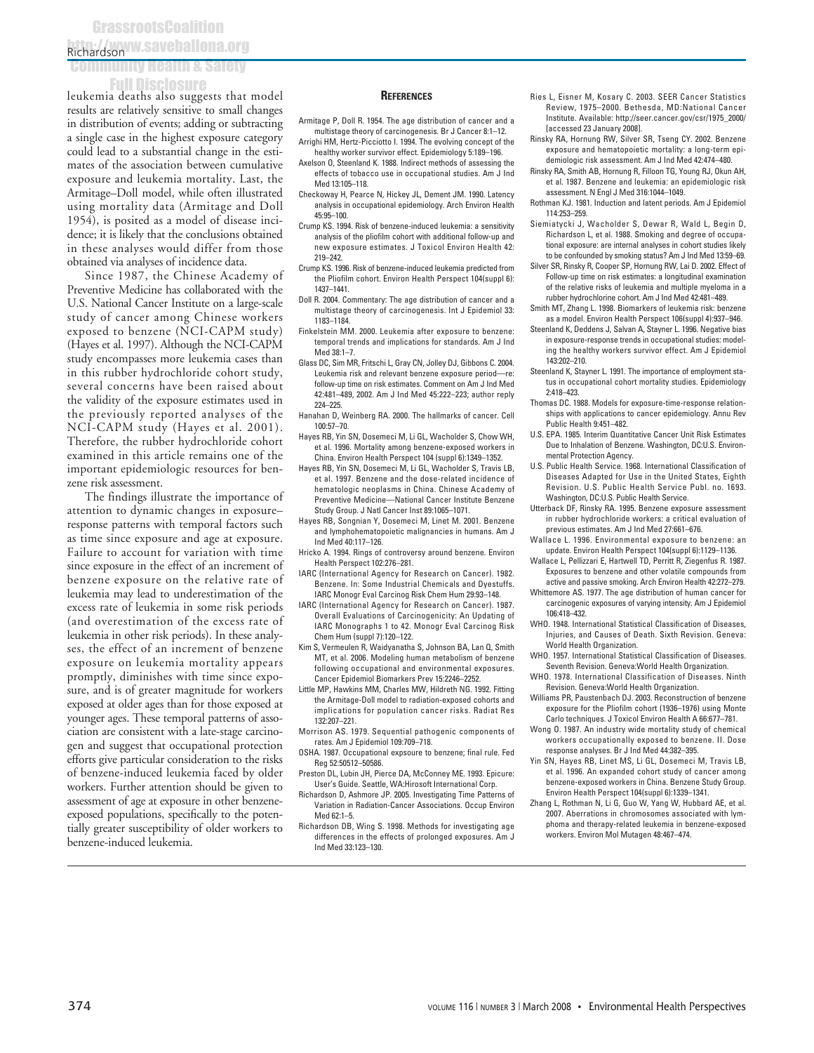leukemia deaths also suggests that model results are relatively sensitive to small changes in distribution of events; adding or subtracting a single case in the highest exposure category could lead to a substantial change in the estimates of the association between cumulative exposure and leukemia mortality. Last, the Armitage–Doll model, while often illustrated using mortality data (Armitage and Doll 1954), is posited as a model of disease incidence; it is likely that the conclusions obtained in these analyses would differ from those obtained via analyses of incidence data.

Since 1987, the Chinese Academy of Preventive Medicine has collaborated with the U.S. National Cancer Institute on a large-scale study of cancer among Chinese workers exposed to benzene (NCI-CAPM study) (Hayes et al. 1997). Although the NCI-CAPM study encompasses more leukemia cases than in this rubber hydrochloride cohort study, several concerns have been raised about the validity of the exposure estimates used in the previously reported analyses of the NCI-CAPM study (Hayes et al. 2001). Therefore, the rubber hydrochloride cohort examined in this article remains one of the important epidemiologic resources for benzene risk assessment.

The findings illustrate the importance of attention to dynamic changes in exposure–response patterns with temporal factors such as time since exposure and age at exposure. Failure to account for variation with time since exposure in the effect of an increment of benzene exposure on the relative rate of leukemia may lead to underestimation of the excess rate of leukemia in some risk periods (and overestimation of the excess rate of leukemia in other risk periods). In these analyses, the effect of an increment of benzene exposure on leukemia mortality appears promptly, diminishes with time since exposure, and is of greater magnitude for workers exposed at older ages than for those exposed at younger ages. These temporal patterns of association are consistent with a late-stage carcinogen and suggest that occupational protection efforts give particular consideration to the risks of benzene-induced leukemia faced by older workers. Further attention should be given to assessment of age at exposure in other benzene-exposed populations, specifically to the potentially greater susceptibility of older workers to benzene-induced leukemia.

## References

Armitage P, Doll R. 1954. The age distribution of cancer and a multistage theory of carcinogenesis. Br J Cancer 8:1–12.

Arrighi HM, Hertz-Picciotto I. 1994. The evolving concept of the healthy worker survivor effect. Epidemiology 5:189–196.

Axelson O, Steenland K. 1988. Indirect methods of assessing the effects of tobacco use in occupational studies. Am J Ind Med 13:105–118.

Checkoway H, Pearce N, Hickey JL, Dement JM. 1990. Latency analysis in occupational epidemiology. Arch Environ Health 45:95–100.

Crump KS. 1994. Risk of benzene-induced leukemia: a sensitivity analysis of the pliofilm cohort with additional follow-up and new exposure estimates. J Toxicol Environ Health 42: 219–242.

Crump KS. 1996. Risk of benzene-induced leukemia predicted from the Pliofilm cohort. Environ Health Perspect 104(suppl 6): 1437–1441.

Doll R. 2004. Commentary: The age distribution of cancer and a multistage theory of carcinogenesis. Int J Epidemiol 33: 1183–1184.

Finkelstein MM. 2000. Leukemia after exposure to benzene: temporal trends and implications for standards. Am J Ind Med 38:1–7.

Glass DC, Sim MR, Fritschi L, Gray CN, Jolley DJ, Gibbons C. 2004. Leukemia risk and relevant benzene exposure period—re: follow-up time on risk estimates. Comment on Am J Ind Med 42:481–489, 2002. Am J Ind Med 45:222–223; author reply 224–225.

Hanahan D, Weinberg RA. 2000. The hallmarks of cancer. Cell 100:57–70.

Hayes RB, Yin SN, Dosemeci M, Li GL, Wacholder S, Chow WH, et al. 1996. Mortality among benzene-exposed workers in China. Environ Health Perspect 104 (suppl 6):1349–1352.

Hayes RB, Yin SN, Dosemeci M, Li GL, Wacholder S, Travis LB, et al. 1997. Benzene and the dose-related incidence of hematologic neoplasms in China. Chinese Academy of Preventive Medicine—National Cancer Institute Benzene Study Group. J Natl Cancer Inst 89:1065–1071.

Hayes RB, Songnian Y, Dosemeci M, Linet M. 2001. Benzene and lymphohematopoietic malignancies in humans. Am J Ind Med 40:117–126.

Hricko A. 1994. Rings of controversy around benzene. Environ Health Perspect 102:276–281.

IARC (International Agency for Research on Cancer). 1982. Benzene. In: Some Industrial Chemicals and Dyestuffs. IARC Monogr Eval Carcinog Risk Chem Hum 29:93–148.

IARC (International Agency for Research on Cancer). 1987. Overall Evaluations of Carcinogenicity: An Updating of IARC Monographs 1 to 42. Monogr Eval Carcinog Risk Chem Hum (suppl 7):120–122.

Kim S, Vermeulen R, Waidyanatha S, Johnson BA, Lan Q, Smith MT, et al. 2006. Modeling human metabolism of benzene following occupational and environmental exposures. Cancer Epidemiol Biomarkers Prev 15:2246–2252.

Little MP, Hawkins MM, Charles MW, Hildreth NG. 1992. Fitting the Armitage-Doll model to radiation-exposed cohorts and implications for population cancer risks. Radiat Res 132:207–221.

Morrison AS. 1979. Sequential pathogenic components of rates. Am J Epidemiol 109:709–718.

OSHA. 1987. Occupational expsoure to benzene; final rule. Fed Reg 52:50512–50586.

Preston DL, Lubin JH, Pierce DA, McConney ME. 1993. Epicure: User's Guide. Seattle, WA:Hirosoft International Corp.

Richardson D, Ashmore JP. 2005. Investigating Time Patterns of Variation in Radiation-Cancer Associations. Occup Environ Med 62:1–5.

Richardson DB, Wing S. 1998. Methods for investigating age differences in the effects of prolonged exposures. Am J Ind Med 33:123–130.

Ries L, Eisner M, Kosary C. 2003. SEER Cancer Statistics Review, 1975–2000. Bethesda, MD:National Cancer Institute. Available: http://seer.cancer.gov/csr/1975_2000/ [accessed 23 January 2008].

Rinsky RA, Hornung RW, Silver SR, Tseng CY. 2002. Benzene exposure and hematopoietic mortality: a long-term epidemiologic risk assessment. Am J Ind Med 42:474–480.

Rinsky RA, Smith AB, Hornung R, Filloon TG, Young RJ, Okun AH, et al. 1987. Benzene and leukemia: an epidemiologic risk assessment. N Engl J Med 316:1044–1049.

Rothman KJ. 1981. Induction and latent periods. Am J Epidemiol 114:253–259.

Siemiatycki J, Wacholder S, Dewar R, Wald L, Begin D, Richardson L, et al. 1988. Smoking and degree of occupational exposure: are internal analyses in cohort studies likely to be confounded by smoking status? Am J Ind Med 13:59–69.

Silver SR, Rinsky R, Cooper SP, Hornung RW, Lai D. 2002. Effect of Follow-up time on risk estimates: a longitudinal examination of the relative risks of leukemia and multiple myeloma in a rubber hydrochlorine cohort. Am J Ind Med 42:481–489.

Smith MT, Zhang L. 1998. Biomarkers of leukemia risk: benzene as a model. Environ Health Perspect 106(suppl 4):937–946.

Steenland K, Deddens J, Salvan A, Stayner L. 1996. Negative bias in exposure-response trends in occupational studies: modeling the healthy workers survivor effect. Am J Epidemiol 143:202–210.

Steenland K, Stayner L. 1991. The importance of employment status in occupational cohort mortality studies. Epidemiology 2:418–423.

Thomas DC. 1988. Models for exposure-time-response relationships with applications to cancer epidemiology. Annu Rev Public Health 9:451–482.

U.S. EPA. 1985. Interim Quantitative Cancer Unit Risk Estimates Due to Inhalation of Benzene. Washington, DC:U.S. Environmental Protection Agency.

U.S. Public Health Service. 1968. International Classification of Diseases Adapted for Use in the United States, Eighth Revision. U.S. Public Health Service Publ. no. 1693. Washington, DC:U.S. Public Health Service.

Utterback DF, Rinsky RA. 1995. Benzene exposure assessment in rubber hydrochloride workers: a critical evaluation of previous estimates. Am J Ind Med 27:661–676.

Wallace L. 1996. Environmental exposure to benzene: an update. Environ Health Perspect 104(suppl 6):1129–1136.

Wallace L, Pellizzari E, Hartwell TD, Perritt R, Ziegenfus R. 1987. Exposures to benzene and other volatile compounds from active and passive smoking. Arch Environ Health 42:272–279.

Whittemore AS. 1977. The age distribution of human cancer for carcinogenic exposures of varying intensity. Am J Epidemiol 106:418–432.

WHO. 1948. International Statistical Classification of Diseases, Injuries, and Causes of Death. Sixth Revision. Geneva: World Health Organization.

WHO. 1957. International Statistical Classification of Diseases. Seventh Revision. Geneva:World Health Organization.

WHO. 1978. International Classification of Diseases. Ninth Revision. Geneva:World Health Organization.

Williams PR, Paustenbach DJ. 2003. Reconstruction of benzene exposure for the Pliofilm cohort (1936–1976) using Monte Carlo techniques. J Toxicol Environ Health A 66:677–781.

Wong O. 1987. An industry wide mortality study of chemical workers occupationally exposed to benzene. II. Dose response analyses. Br J Ind Med 44:382–395.

Yin SN, Hayes RB, Linet MS, Li GL, Dosemeci M, Travis LB, et al. 1996. An expanded cohort study of cancer among benzene-exposed workers in China. Benzene Study Group. Environ Health Perspect 104(suppl 6):1339–1341.

Zhang L, Rothman N, Li G, Guo W, Yang W, Hubbard AE, et al. 2007. Aberrations in chromosomes associated with lymphoma and therapy-related leukemia in benzene-exposed workers. Environ Mol Mutagen 48:467–474.